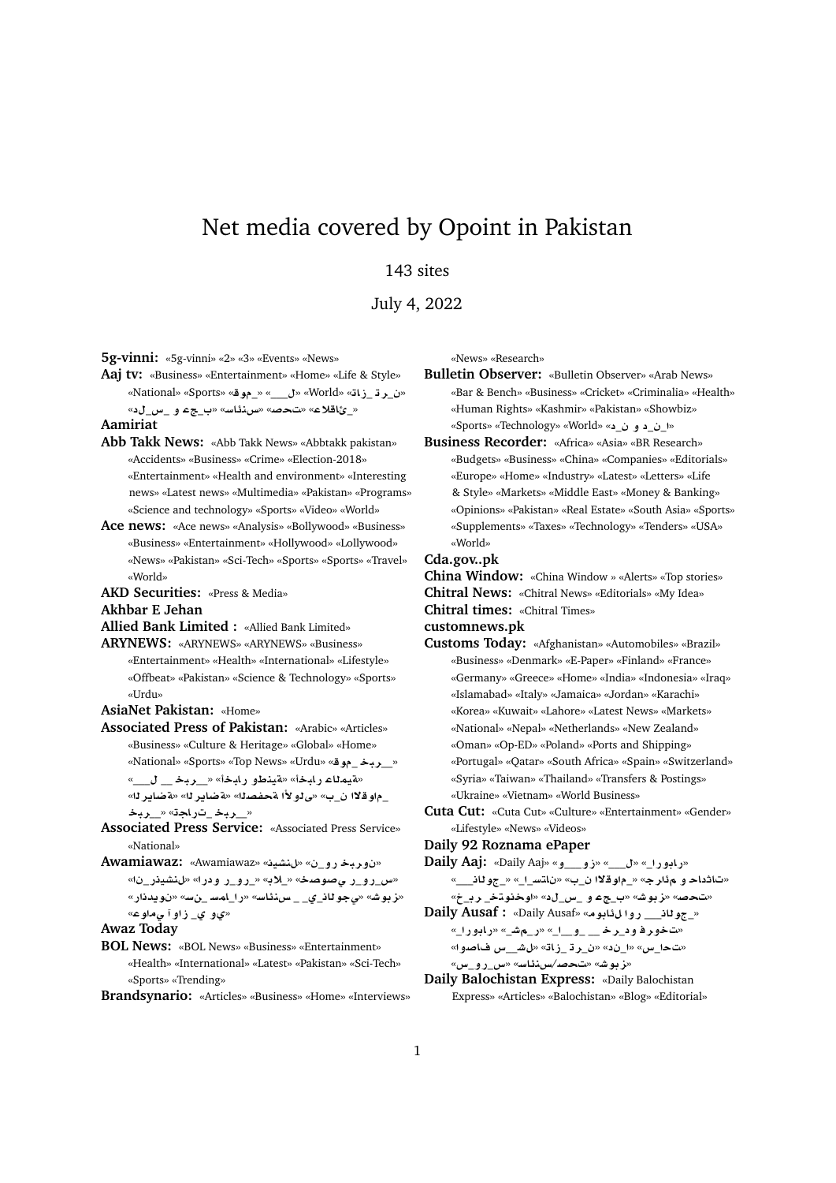# Net media covered by Opoint in Pakistan

143 sites

July 4, 2022

**5g-vinni:** «5g-vinni» «2» «3» «Events» «News»

**Aaj tv:** «Business» «Entertainment» «Home» «Life & Style» «National» «Sports» «ﻖﻮﻤـ_» «ﻝ___» «World» «ﻥ_ﺮﺗ_ﺯﺎﻗ» «ﺩﻝ_ﺱ_ﻭ ﻉﺠـ_ﺏ» «ﺲﻨﺋﺎﺳ» «ﺖﺤﺻ» «ﻋﻼﻗﺎﺋﯽ_»

**Aamiriat**

**Abb Takk News:** «Abb Takk News» «Abbtakk pakistan» «Accidents» «Business» «Crime» «Election-2018» «Entertainment» «Health and environment» «Interesting news» «Latest news» «Multimedia» «Pakistan» «Programs» «Science and technology» «Sports» «Video» «World»

**Ace news:** «Ace news» «Analysis» «Bollywood» «Business» «Business» «Entertainment» «Hollywood» «Lollywood» «News» «Pakistan» «Sci-Tech» «Sports» «Sports» «Travel» «World»

**AKD Securities:** «Press & Media»

**Akhbar E Jehan**

**Allied Bank Limited :** «Allied Bank Limited»

**ARYNEWS:** «ARYNEWS» «ARYNEWS» «Business» «Entertainment» «Health» «International» «Lifestyle» «Offbeat» «Pakistan» «Science & Technology» «Sports» «Urdu»

**AsiaNet Pakistan:** «Home»

**Associated Press of Pakistan:** «Arabic» «Articles» «Business» «Culture & Heritage» «Global» «Home» «National» «Sports» «Top News» «Urdu» «ﻖﻮﻤـ_ﺮﺒﺨ__» «ﻝ___ ﺮﺒﺨ__» «ﺔﻴﻨﻃﻮ ﺭﺎﺒﺧﺃ» «ﺔﻴﻤﻟﺎﻋ ﺭﺎﺒﺧﺃ» «ﺔﺿﺎﻳﺮﻟﺍ» «ﺔﺿﺎﻳﺮﻟﺍ» «ﺔﺤﻔﺼﻟﺍ ﻰﻟﻭﻷﺍ» «ﺏ_ﻥ ﺍﻻﻗﻮﺍﻡ_» «ﺖﺭﺎﺠﺗ_ﺮﺒﺨ__» «ﺮﺒﺨ__»

**Associated Press Service:** «Associated Press Service» «National»

**Awamiawaz:** «Awamiawaz» «ﻞﻨﺸﻴﻧ» «ﻥ_ﺭﻭ ﺮﺒﺨﻳﻭﻧ» «ﺱ_ﺭﻭ_ﺭ ﻲﺻﻮﺼﺧ» «ﻼﺑ_» «ﺭﻭ_ﺭ ﻭﺩﺭﺍ» «ﻞﻨﺸﻴﻧﺮ_ﻥﺍ» «ﺯﺑﻮﺷ» «ﻲﺟﻮﻟﺎﻧ_ﻲ _ ﺲﻨﺋﺎﺳ» «ﺭﺍ_ﺎﻤﺳ_ﻦﺳ» «ﻥﻮﻳﺪﻧﺭ» «ﻲﻮ ﻱ_ﺯﺍﻭﺁ ﻲﻣﺍﻮﻋ»

**Awaz Today**

**BOL News:** «BOL News» «Business» «Entertainment» «Health» «International» «Latest» «Pakistan» «Sci-Tech» «Sports» «Trending»

**Brandsynario:** «Articles» «Business» «Home» «Interviews» «News» «Research»

**Bulletin Observer:** «Bulletin Observer» «Arab News» «Bar & Bench» «Business» «Cricket» «Criminalia» «Health» «Human Rights» «Kashmir» «Pakistan» «Showbiz» «Sports» «Technology» «World» «ﺍ_ﻥ_ﺩ ﻭ ﻥ_ﺩ»

**Business Recorder:** «Africa» «Asia» «BR Research» «Budgets» «Business» «China» «Companies» «Editorials» «Europe» «Home» «Industry» «Latest» «Letters» «Life & Style» «Markets» «Middle East» «Money & Banking» «Opinions» «Pakistan» «Real Estate» «South Asia» «Sports» «Supplements» «Taxes» «Technology» «Tenders» «USA» «World»

**Cda.gov..pk**

**China Window:** «China Window » «Alerts» «Top stories»

**Chitral News:** «Chitral News» «Editorials» «My Idea»

**Chitral times:** «Chitral Times»

**customnews.pk**

**Customs Today:** «Afghanistan» «Automobiles» «Brazil» «Business» «Denmark» «E-Paper» «Finland» «France» «Germany» «Greece» «Home» «India» «Indonesia» «Iraq» «Islamabad» «Italy» «Jamaica» «Jordan» «Karachi» «Korea» «Kuwait» «Lahore» «Latest News» «Markets» «National» «Nepal» «Netherlands» «New Zealand» «Oman» «Op-ED» «Poland» «Ports and Shipping» «Portugal» «Qatar» «South Africa» «Spain» «Switzerland» «Syria» «Taiwan» «Thailand» «Transfers & Postings» «Ukraine» «Vietnam» «World Business»

**Cuta Cut:** «Cuta Cut» «Culture» «Entertainment» «Gender» «Lifestyle» «News» «Videos»

**Daily 92 Roznama ePaper**

**Daily Aaj:** «Daily Aaj» «ﻭ___ﺯﻭ» «ﻝ___» «ﺭﺍﺑﻮﺭ_ﺍ» «ﺕﺎﺛﺩﺎﺣ ﻭ ﻡﺋﺍﺮﺟ» «ﺍﻻﻗﻮﺍﻡ_ﻥ_ﺏ» «ﻥﺎﺘﺴ_ﺍ » «ﺟﻮﻟﺎﻧ___» «ﺖﺤﺻ» «ﺯﺑﻮﺷ» «ﺏ_ﺠﻋ ﻭ_ﺱ_ﻝﺩ» «ﺍﻮﺨﻨﺗﺨ_ﺮﺒ_ﺧ»

**Daily Ausaf :** «Daily Ausaf» «ﻡﻮﺑﺎﺌﻠ ﺍﻭﺭ ___ﺟﻮﻟﺎﻧ_» «ﺕﺧﻮﺮﻓ ﻭﺩ_ﺮﺧ__ ﻭ__ﺍ_» «ﺭ_ﻢﺷ_» «ﺭﺍﺑﻮﺭ_ﺍ» «ﺖﺣﺎ_ﺳ» «ﺍ_ﻥﺩ» «ﻥ_ﺭﺗ_ﺯﺎﻗ» «ﻝﺷ___ﺱ ﻑﺎﺼﻭﺍ» «ﺯﺑﻮﺷ» «ﺖﺤﺻ/ﺲﻨﺋﺎﺳ» «ﺱ_ﺭﻭ_ﺱ»

**Daily Balochistan Express:** «Daily Balochistan Express» «Articles» «Balochistan» «Blog» «Editorial»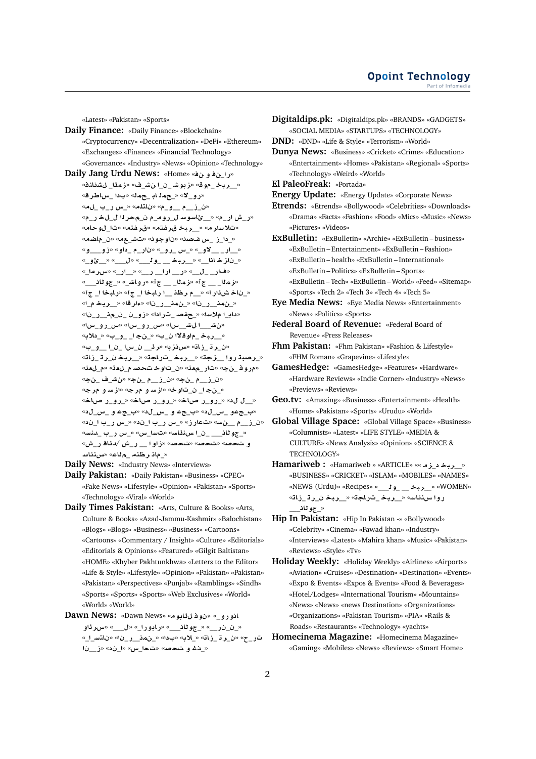«Latest» «Pakistan» «Sports»

**Daily Finance:** «Daily Finance» «Blockchain» «Cryptocurrency» «Decentralization» «DeFi» «Ethereum» «Exchanges» «Finance» «Financial Technology» «Governance» «Industry» «News» «Opinion» «Technology»

**Daily Jang Urdu News:** «Home» «ن فو ر ان ا» «ر بخـ موق» «ز بوشـ ن ا ن شـ فـ» «ز مدا لـ شناخـ» «رو لا» «جمد ابـ جمل» «بدا سـ اطر ق» «ن ز م و م» «ناتلم» «س ر بـ لـ م» «ر شـ ار م» «ئاسوسـ لـ روم مـ ن م حر لا لـ لـ خ ر م» «تلاسارم» «ربخ ق رفتم» «ق رفتم» «تا لو حام» «دا ز سـ فصد» «ناوجون» «تشـ عم» «ن ماضم» «ار لاو» «س رو» «ناز م داو» «ز و و» «ناز خ اذا» «ر بخـ و لـ» «ل» «ئو» «فار ل» «ر ارا ر» «ار» «س ر ام ا» «ز مدا ج آ» «ز مدا ج آ» «رواشـ» «جو لاذ» «ناخـ شذار آ» «م رظذ ا ر ابخا ا ج آ» «رابخا ا ج آ» «نمذ ر نا» «نمذ ر نا» «ءار قا» «ربخ م ا» «داب ا ملاسا» «جفصد تارادا» «زو ن ن مذ ر نا» «نشـ ا لشـ سا» «س رو سا» «س رو سا» «ربخ ماوقلاا ن ب» «ن جا و ب» «دلاب» «ن ر ت زاة» «سنز ب» «ر ئ ن سا ن ا و ب» «رصبة روا زجة» «ربخ تراجة» «ربخ ن ر ت زاة» «م روف نج» «تار م ت» «ن تاو خ تحصد م لعت» «م لعت» «ن ز م نج» «ن ز م نج» «نشـ فـ نج» «ن جا ن تاو خ» «از سـ و م رج» «از سـ و م رج» «ل لد» «رو ر صاخ» «رو ر صاخ» «رو ر صاخ» «ب جعو س لد» «ب جع و س لد» «ب جع و س لد» «ن ز م ن سـ» «تعارز» «س ر ب ا ند» «س ر ب ا ند» «جو لاذ ن ا سـ نئاسـ» «تسا س» «س ر ب بدسـ» و تحصـ» «تحصـ» «تحصـ» «زاو آ ر شـ /دئاق ر شـ» «ماذ رظنم م لاع» «سنئاسـ

**Daily News:** «Industry News» «Interviews»

**Daily Pakistan:** «Daily Pakistan» «Business» «CPEC» «Fake News» «Lifestyle» «Opinion» «Pakistan» «Sports» «Technology» «Viral» «World»

**Daily Times Pakistan:** «Arts, Culture & Books» «Arts, Culture & Books» «Azad-Jammu-Kashmir» «Balochistan» «Blogs» «Blogs» «Business» «Business» «Cartoons» «Cartoons» «Commentary / Insight» «Culture» «Editorials» «Editorials & Opinions» «Featured» «Gilgit Baltistan» «HOME» «Khyber Pakhtunkhwa» «Letters to the Editor» «Life & Style» «Lifestyle» «Opinion» «Pakistan» «Pakistan» «Pakistan» «Perspectives» «Punjab» «Ramblings» «Sindh» «Sports» «Sports» «Sports» «Web Exclusives» «World» «World» «World»

**Dawn News:** «Dawn News» «ن وف ل ئابوم» «انورو» «ن نر» «جو لاذ» «رابورا» «ل» «س رئاو» «ن ر ت زاة» «لاب» «بدا» «نمذ ر نا» «ناتسا ا» «تر ح» «ذغ و تحصـ» «تحا س» «ا ند» «ز نا»

**Digitaldips.pk:** «Digitaldips.pk» «BRANDS» «GADGETS» «SOCIAL MEDIA» «STARTUPS» «TECHNOLOGY»

**DND:** «DND» «Life & Style» «Terrorism» «World»

**Dunya News:** «Business» «Cricket» «Crime» «Education» «Entertainment» «Home» «Pakistan» «Regional» «Sports» «Technology» «Weird» «World»

**El PaleoFreak:** «Portada»

**Energy Update:** «Energy Update» «Corporate News»

**Etrends:** «Etrends» «Bollywood» «Celebrities» «Downloads» «Drama» «Facts» «Fashion» «Food» «Mics» «Music» «News» «Pictures» «Videos»

**ExBulletin:** «ExBulletin» «Archie» «ExBulletin – business» «ExBulletin – Entertainment» «ExBulletin – Fashion» «ExBulletin – health» «ExBulletin – International» «ExBulletin – Politics» «ExBulletin – Sports» «ExBulletin – Tech» «ExBulletin – World» «Feed» «Sitemap» «Sports» «Tech 2» «Tech 3» «Tech 4» «Tech 5»

**Eye Media News:** «Eye Media News» «Entertainment» «News» «Politics» «Sports»

**Federal Board of Revenue:** «Federal Board of Revenue» «Press Releases»

**Fhm Pakistan:** «Fhm Pakistan» «Fashion & Lifestyle» «FHM Roman» «Grapevine» «Lifestyle»

**GamesHedge:** «GamesHedge» «Features» «Hardware» «Hardware Reviews» «Indie Corner» «Industry» «News» «Previews» «Reviews»

**Geo.tv:** «Amazing» «Business» «Entertainment» «Health» «Home» «Pakistan» «Sports» «Urudu» «World»

**Global Village Space:** «Global Village Space» «Business» «Columnists» «Latest» «LIFE STYLE» «MEDIA & CULTURE» «News Analysis» «Opinion» «SCIENCE & TECHNOLOGY»

**Hamariweb :** «Hamariweb » «ARTICLE» «« ربخ د زم» «BUSINESS» «CRICKET» «ISLAM» «MOBILES» «NAMES» «NEWS (Urdu)» «Recipes» «ربخ و لـ» «WOMEN» «روا سنئاسـ» «ربخ تراجة» «ربخ ن ر ت زاة» «جو لاذ»

**Hip In Pakistan:** «Hip In Pakistan -» «Bollywood» «Celebrity» «Cinema» «Fawad khan» «Industry» «Interviews» «Latest» «Mahira khan» «Music» «Pakistan» «Reviews» «Style» «Tv»

**Holiday Weekly:** «Holiday Weekly» «Airlines» «Airports» «Aviation» «Cruises» «Destination» «Destination» «Events» «Expo & Events» «Expos & Events» «Food & Beverages» «Hotel/Lodges» «International Tourism» «Mountains» «News» «News» «news Destination» «Organizations» «Organizations» «Pakistan Tourism» «PIA» «Rails & Roads» «Restaurants» «Technology» «yachts»

**Homecinema Magazine:** «Homecinema Magazine» «Gaming» «Mobiles» «News» «Reviews» «Smart Home»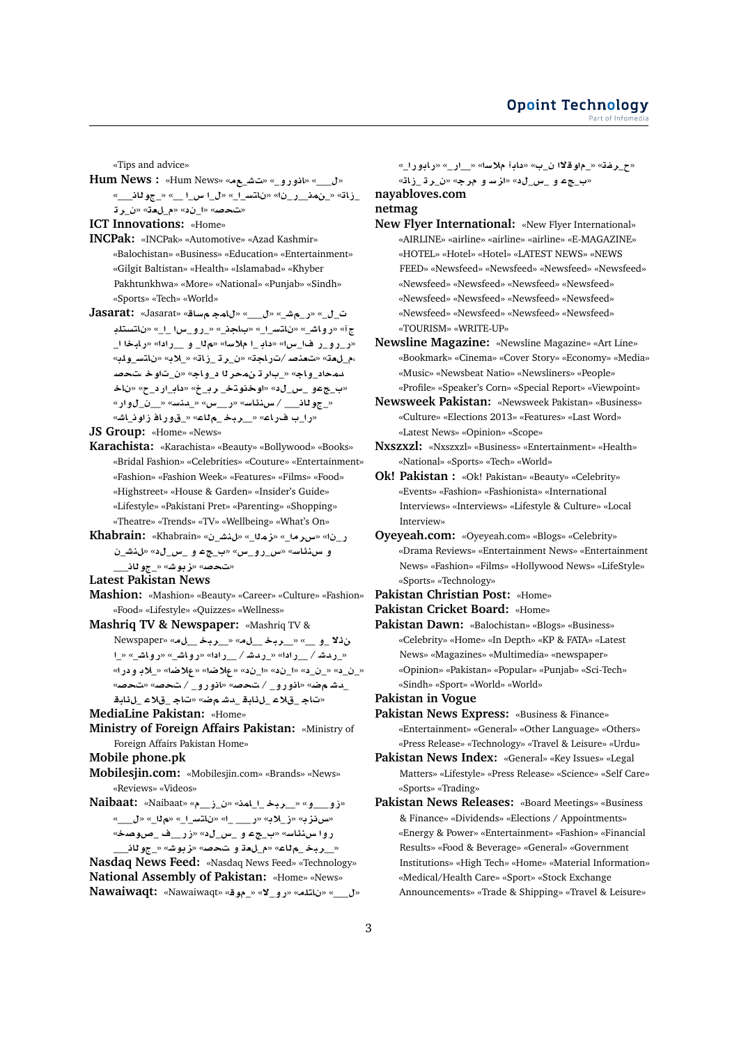«Tips and advice»

**Hum News :** «Hum News» «مـعـشـت» «وروناد» «ل___» «____لاناج_» «___س_ا_ل» «اسـتان» «ن_رـدمـن_» «تاز_» «تـرن» «مـيلـعـت» «دن_ا» «تحصـت»

**ICT Innovations:** «Home»

**INCPak:** «INCPak» «Automotive» «Azad Kashmir» «Balochistan» «Business» «Education» «Entertainment» «Gilgit Baltistan» «Health» «Islamabad» «Khyber Pakhtunkhwa» «More» «National» «Punjab» «Sindh» «Sports» «Tech» «World»

**Jasarat:** «Jasarat» «قساـم جمـاـل» «ل___» «ش_مـر_» «ت_ل_» «بلدتسناـن» «ا_سا_ور_» «جنـباـس» «ا_سـتان» «شـاور» «ج آ» «ا_خـبـار» «ادا___» «و_ال_مـ» «اسلام_ا» «بدا» «سا_لـف» «و_رو_ر» «بلـوستان» «لاب_» «تـاز_ر_تـن» «اجـراتـ/ تضـمد» «تـعـل_م» «خـوات_ن» «تحـصـد» «جـاو_د» «الـدمحر_ن تـراب_» «جاودـامـد» «حـان» «ح_ر_دا_ب» «خـبـر_خـتـونـخـوا» «د_ل_س_و_عـجـب» «راو_ل_ن___» «سـنـد_ه» «س___ر» «سائـنـس / ____لاناج_» «شـان_ازـوف_قـورـ» «عـامـ_خـبـر___» «ارـبـ_ف_رـاـ»

**JS Group:** «Home» «News»

**Karachista:** «Karachista» «Beauty» «Bollywood» «Books» «Bridal Fashion» «Celebrities» «Couture» «Entertainment» «Fashion» «Fashion Week» «Features» «Films» «Food» «Highstreet» «House & Garden» «Insider's Guide» «Lifestyle» «Pakistani Pret» «Parenting» «Shopping» «Theatre» «Trends» «TV» «Wellbeing» «What's On»

**Khabrain:** «Khabrain» «ن_شـن_ل» «ا_مـزـ» «امـرس» «ان_ر» «ن_شـن_ل» «ل_د_س_و_عـجـب» «س_و_ر_س» «سائـنـس و» «___ناجـ_و» «شـوبـز» «تحصـت»

**Latest Pakistan News**

**Mashion:** «Mashion» «Beauty» «Career» «Culture» «Fashion» «Food» «Lifestyle» «Quizzes» «Wellness»

**Mashriq TV & Newspaper:** «Mashriq TV & Newspaper» «مـلـ__خـبـر___» «___ و__الـذن» «ا_» «_شـاور» «شـاور» «ادا___» «/ شـدر_» «___ادا» «/ شـدر_» «ارـدو بـلا_» «اضـلاع» «اضـلاع» «دن_ا» «د_ن_» «د_ن_» «تحـصـت» «تحـصـت / وروناد» «وروناد» «ضـمـشد_» «قـبـائل_عـلاقـ_جـات» «ضـمـشد_قـبـائل_عـلاقـ_جـات»

**MediaLine Pakistan:** «Home»

**Ministry of Foreign Affairs Pakistan:** «Ministry of Foreign Affairs Pakistan Home»

**Mobile phone.pk**

**Mobilesjin.com:** «Mobilesjin.com» «Brands» «News» «Reviews» «Videos»

**Naibaat:** «Naibaat» «م_ز_ن» «امـن_ا_خـبـر___» «و___زو» «ل___» «مـلـا» «اسـتان» «ا____و» «بـلا_ز» «بـزنـس» «خـصـوصـ_ف___رز» «د_ل_س_و_عـجـب» «سـائـنـس اور» «خـبـر_مـاع» «تـعـلـم» «تحـصـت» «شـوبـز» «___ناجـ_و»

**Nasdaq News Feed:** «Nasdaq News Feed» «Technology»

**National Assembly of Pakistan:** «Home» «News»

**Nawaiwaqt:** «Nawaiwaqt» «قـو_مـ» «لا_و_ر» «مـلـتان» «ل___» «ا_بـورار» «_را___» «اسلام آبـاد» «ب_ن الاقـوامـ» «تـفـرـح» «ازـاد_تـرن» «جـرم و سـزا» «ا_د_س_و_عـجـب»

**nayabloves.com**

**netmag**

**New Flyer International:** «New Flyer International» «AIRLINE» «airline» «airline» «airline» «E-MAGAZINE» «HOTEL» «Hotel» «Hotel» «LATEST NEWS» «NEWS FEED» «Newsfeed» «Newsfeed» «Newsfeed» «Newsfeed» «Newsfeed» «Newsfeed» «Newsfeed» «Newsfeed» «Newsfeed» «Newsfeed» «Newsfeed» «Newsfeed» «Newsfeed» «Newsfeed» «Newsfeed» «TOURISM» «WRITE-UP»

**Newsline Magazine:** «Newsline Magazine» «Art Line» «Bookmark» «Cinema» «Cover Story» «Economy» «Media» «Music» «Newsbeat Natio» «Newsliners» «People» «Profile» «Speaker's Corn» «Special Report» «Viewpoint»

**Newsweek Pakistan:** «Newsweek Pakistan» «Business» «Culture» «Elections 2013» «Features» «Last Word» «Latest News» «Opinion» «Scope»

**Nxszxzl:** «Nxszxzl» «Business» «Entertainment» «Health» «National» «Sports» «Tech» «World»

**Ok! Pakistan :** «Ok! Pakistan» «Beauty» «Celebrity» «Events» «Fashion» «Fashionista» «International Interviews» «Interviews» «Lifestyle & Culture» «Local Interview»

**Oyeyeah.com:** «Oyeyeah.com» «Blogs» «Celebrity» «Drama Reviews» «Entertainment News» «Entertainment News» «Fashion» «Films» «Hollywood News» «LifeStyle» «Sports» «Technology»

**Pakistan Christian Post:** «Home»

**Pakistan Cricket Board:** «Home»

**Pakistan Dawn:** «Balochistan» «Blogs» «Business» «Celebrity» «Home» «In Depth» «KP & FATA» «Latest News» «Magazines» «Multimedia» «newspaper» «Opinion» «Pakistan» «Popular» «Punjab» «Sci-Tech» «Sindh» «Sport» «World» «World»

**Pakistan in Vogue**

**Pakistan News Express:** «Business & Finance» «Entertainment» «General» «Other Language» «Others» «Press Release» «Technology» «Travel & Leisure» «Urdu»

**Pakistan News Index:** «General» «Key Issues» «Legal Matters» «Lifestyle» «Press Release» «Science» «Self Care» «Sports» «Trading»

**Pakistan News Releases:** «Board Meetings» «Business & Finance» «Dividends» «Elections / Appointments» «Energy & Power» «Entertainment» «Fashion» «Financial Results» «Food & Beverage» «General» «Government Institutions» «High Tech» «Home» «Material Information» «Medical/Health Care» «Sport» «Stock Exchange Announcements» «Trade & Shipping» «Travel & Leisure»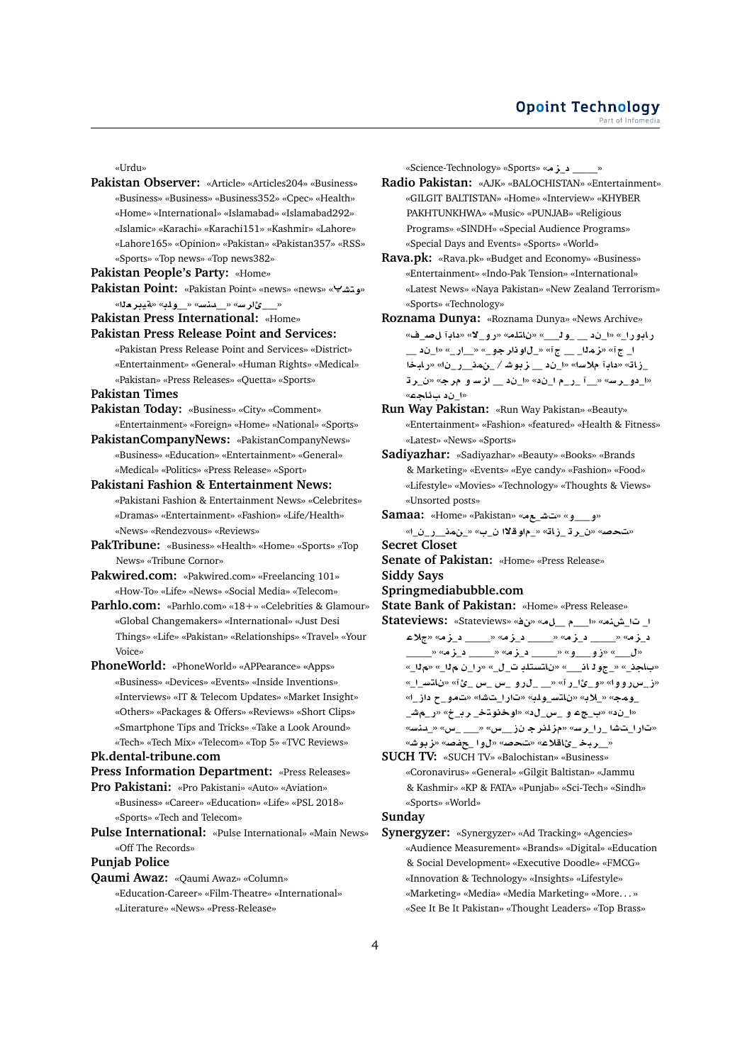«Urdu»

**Pakistan Observer:** «Article» «Articles204» «Business» «Business» «Business» «Business352» «Cpec» «Health» «Home» «International» «Islamabad» «Islamabad292» «Islamic» «Karachi» «Karachi151» «Kashmir» «Lahore» «Lahore165» «Opinion» «Pakistan» «Pakistan357» «RSS» «Sports» «Top news» «Top news382»

**Pakistan People's Party:** «Home»

**Pakistan Point:** «Pakistan Point» «news» «news» «وتشب» «ــــئارس» «ـــدنس» «ــولب» «ةيبرعلا»

**Pakistan Press International:** «Home»

**Pakistan Press Release Point and Services:** «Pakistan Press Release Point and Services» «District» «Entertainment» «General» «Human Rights» «Medical» «Pakistan» «Press Releases» «Quetta» «Sports»

**Pakistan Times**

**Pakistan Today:** «Business» «City» «Comment» «Entertainment» «Foreign» «Home» «National» «Sports»

**PakistanCompanyNews:** «PakistanCompanyNews» «Business» «Education» «Entertainment» «General» «Medical» «Politics» «Press Release» «Sport»

**Pakistani Fashion & Entertainment News:** «Pakistani Fashion & Entertainment News» «Celebrites» «Dramas» «Entertainment» «Fashion» «Life/Health» «News» «Rendezvous» «Reviews»

**PakTribune:** «Business» «Health» «Home» «Sports» «Top News» «Tribune Cornor»

**Pakwired.com:** «Pakwired.com» «Freelancing 101» «How-To» «Life» «News» «Social Media» «Telecom»

**Parhlo.com:** «Parhlo.com» «18+» «Celebrities & Glamour» «Global Changemakers» «International» «Just Desi Things» «Life» «Pakistan» «Relationships» «Travel» «Your Voice»

**PhoneWorld:** «PhoneWorld» «APPearance» «Apps» «Business» «Devices» «Events» «Inside Inventions» «Interviews» «IT & Telecom Updates» «Market Insight» «Others» «Packages & Offers» «Reviews» «Short Clips» «Smartphone Tips and Tricks» «Take a Look Around» «Tech» «Tech Mix» «Telecom» «Top 5» «TVC Reviews»

**Pk.dental-tribune.com**

**Press Information Department:** «Press Releases»

**Pro Pakistani:** «Pro Pakistani» «Auto» «Aviation» «Business» «Career» «Education» «Life» «PSL 2018» «Sports» «Tech and Telecom»

**Pulse International:** «Pulse International» «Main News» «Off The Records»

**Punjab Police**

**Qaumi Awaz:** «Qaumi Awaz» «Column» «Education-Career» «Film-Theatre» «International» «Literature» «News» «Press-Release» «Science-Technology» «Sports» «ـــــ دـزم»

**Radio Pakistan:** «AJK» «BALOCHISTAN» «Entertainment» «GILGIT BALTISTAN» «Home» «Interview» «KHYBER PAKHTUNKHWA» «Music» «PUNJAB» «Religious Programs» «SINDH» «Special Audience Programs» «Special Days and Events» «Sports» «World»

**Rava.pk:** «Rava.pk» «Budget and Economy» «Business» «Entertainment» «Indo-Pak Tension» «International» «Latest News» «Naya Pakistan» «New Zealand Terrorism» «Sports» «Technology»

**Roznama Dunya:** «Roznama Dunya» «News Archive» «رابورا» «اـند ـــ ولـــ» «ناتلم» «روـلا» «دابآ لصيف» «اـجآ» «زمـلاـ جآ» «ـلاوذارجو» «ـــارــ» «اـند ـــ ـزاث» «دابآ ملاسا» «اـند ـــ زبوش / ـنمـــرــنا» «رابخا» «اـدورـس» «ـــآ ـرم اـند» «اـند ــ ازس و مرج» «نـرت اـند بـئاجع»

**Run Way Pakistan:** «Run Way Pakistan» «Beauty» «Entertainment» «Fashion» «featured» «Health & Fitness» «Latest» «News» «Sports»

**Sadiyazhar:** «Sadiyazhar» «Beauty» «Books» «Brands & Marketing» «Events» «Eye candy» «Fashion» «Food» «Lifestyle» «Movies» «Technology» «Thoughts & Views» «Unsorted posts»

**Samaa:** «Home» «Pakistan» «تـشـعم» «وـــــو» «تحص» «نـرـت ـزاث» «ـماوقلاا نـب» «ـنمـنــرــنـا»

**Secret Closet**

**Senate of Pakistan:** «Home» «Press Release»

**Springmediabubble.com**

**State Bank of Pakistan:** «Home» «Press Release»

**Stateviews:** «Stateviews» «نف» «لـمـــ ـمـــ» «اـ تـاـشنم» «دـزم» «ـــــ دـزم» «ـــــ دـزم» «ـــــ دـزم» «جلاع» «لــــ» «زوــــو» «ـــــ دـزم» «ـــــ دـزم» «ـــــ» «باجنـ» «ـجولانـــ» «ناتسلدبـ تـلـ» «راـنـ مـلا» «مـلا» «زـسرووا» «وـئارآ» «ـــلروـ سـ سـئـآ» «ناتسـاـ» «ومـج» «ـلاب» «ناتسـولب» «تارـاشا» «تمو ــح داز» «اـند» «بـجـع و ـســلد» «اوخنوتخ ـربـخ» «رـمـشـ» «تارـاشا ـراـرس» «مزلنرج نز ـــس» «ــــ ـس» «ـدنس» «ــربخـ ـئاقلاع» «تحص» «لوا ـحفص» «زبوش»

**SUCH TV:** «SUCH TV» «Balochistan» «Business» «Coronavirus» «General» «Gilgit Baltistan» «Jammu & Kashmir» «KP & FATA» «Punjab» «Sci-Tech» «Sindh» «Sports» «World»

**Sunday**

**Synergyzer:** «Synergyzer» «Ad Tracking» «Agencies» «Audience Measurement» «Brands» «Digital» «Education & Social Development» «Executive Doodle» «FMCG» «Innovation & Technology» «Insights» «Lifestyle» «Marketing» «Media» «Media Marketing» «More. . . » «See It Be It Pakistan» «Thought Leaders» «Top Brass»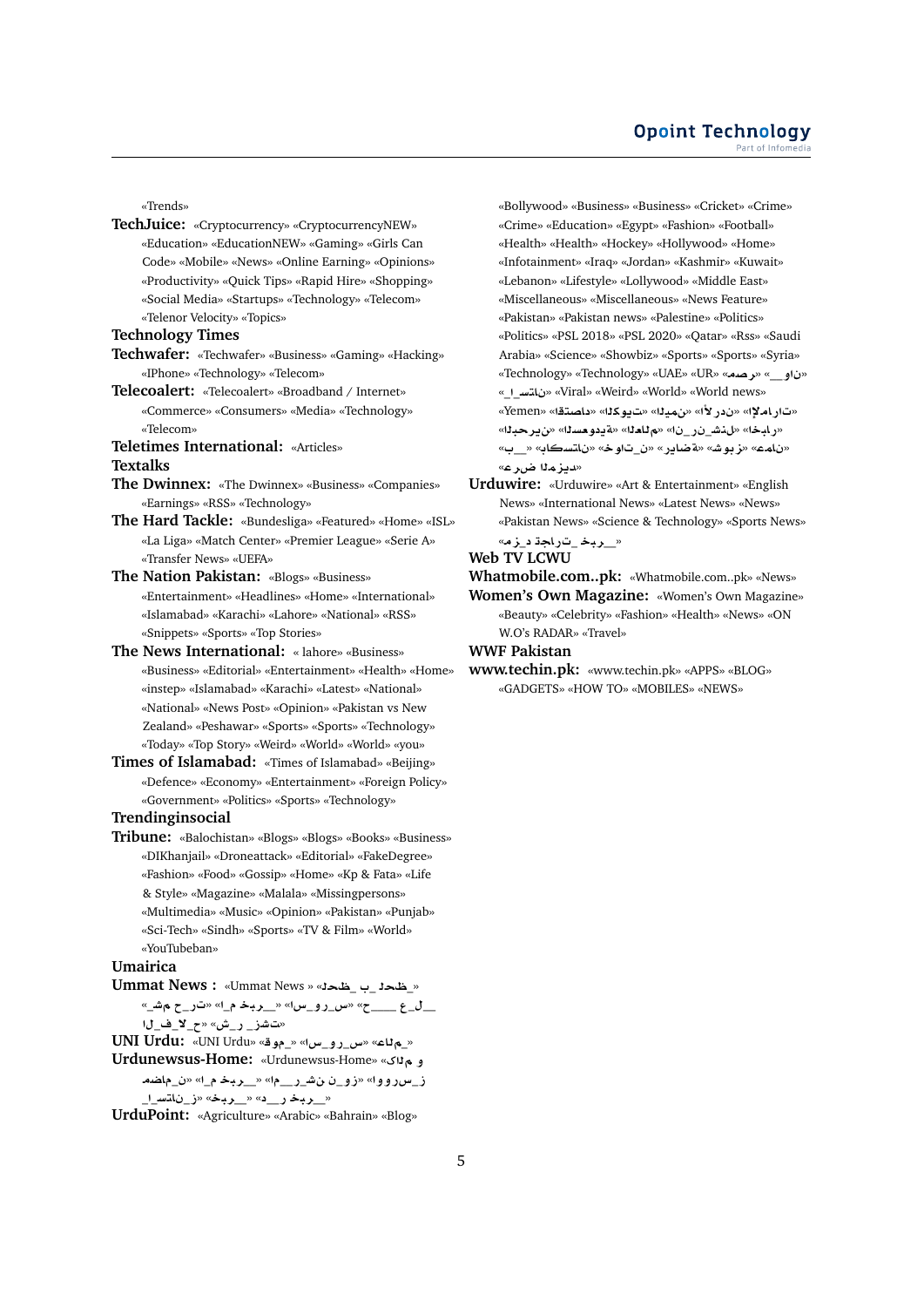«Trends»

**TechJuice:** «Cryptocurrency» «CryptocurrencyNEW» «Education» «EducationNEW» «Gaming» «Girls Can Code» «Mobile» «News» «Online Earning» «Opinions» «Productivity» «Quick Tips» «Rapid Hire» «Shopping» «Social Media» «Startups» «Technology» «Telecom» «Telenor Velocity» «Topics»

**Technology Times**

**Techwafer:** «Techwafer» «Business» «Gaming» «Hacking» «IPhone» «Technology» «Telecom»

**Telecoalert:** «Telecoalert» «Broadband / Internet» «Commerce» «Consumers» «Media» «Technology» «Telecom»

**Teletimes International:** «Articles»

**Textalks**

**The Dwinnex:** «The Dwinnex» «Business» «Companies» «Earnings» «RSS» «Technology»

**The Hard Tackle:** «Bundesliga» «Featured» «Home» «ISL» «La Liga» «Match Center» «Premier League» «Serie A» «Transfer News» «UEFA»

**The Nation Pakistan:** «Blogs» «Business» «Entertainment» «Headlines» «Home» «International» «Islamabad» «Karachi» «Lahore» «National» «RSS» «Snippets» «Sports» «Top Stories»

**The News International:** « lahore» «Business» «Business» «Editorial» «Entertainment» «Health» «Home» «instep» «Islamabad» «Karachi» «Latest» «National» «National» «News Post» «Opinion» «Pakistan vs New Zealand» «Peshawar» «Sports» «Sports» «Technology» «Today» «Top Story» «Weird» «World» «World» «you»

**Times of Islamabad:** «Times of Islamabad» «Beijing» «Defence» «Economy» «Entertainment» «Foreign Policy» «Government» «Politics» «Sports» «Technology»

**Trendinginsocial**

**Tribune:** «Balochistan» «Blogs» «Blogs» «Books» «Business» «DIKhanjail» «Droneattack» «Editorial» «FakeDegree» «Fashion» «Food» «Gossip» «Home» «Kp & Fata» «Life & Style» «Magazine» «Malala» «Missingpersons» «Multimedia» «Music» «Opinion» «Pakistan» «Punjab» «Sci-Tech» «Sindh» «Sports» «TV & Film» «World» «YouTubeban»

**Umairica**

**Ummat News :** «Ummat News» «ظحدلـ_ب_ظحدلـ» «_ظحدلـ» «ح_____ل_ع__» «س_رو_سا» «___ربخ م_ا» «ترـح مـش_» «تشز__ر_ش» «ح_لا_ف_لا»

**UNI Urdu:** «UNI Urdu» «_موق» «س_رو_سا» «_م لاع»

**Urdunewsus-Home:** «Urdunewsus-Home» «و م ل اک ز_س روو ا» «زو_ن نش_ر___ما» «___ربخ م_ا» «ن_ماضمہ» «___ربخ ر___د» «___ربخ» «ز_ناتسـ ا_»

**UrduPoint:** «Agriculture» «Arabic» «Bahrain» «Blog» «Bollywood» «Business» «Business» «Cricket» «Crime» «Crime» «Education» «Egypt» «Fashion» «Football» «Health» «Health» «Hockey» «Hollywood» «Home» «Infotainment» «Iraq» «Jordan» «Kashmir» «Kuwait» «Lebanon» «Lifestyle» «Lollywood» «Middle East» «Miscellaneous» «Miscellaneous» «News Feature» «Pakistan» «Pakistan news» «Palestine» «Politics» «Politics» «PSL 2018» «PSL 2020» «Qatar» «Rss» «Saudi Arabia» «Science» «Showbiz» «Sports» «Sports» «Syria» «Technology» «Technology» «UAE» «UR» «رصمہ» «___ناو» «ناتسـ ا_» «Viral» «Weird» «World» «World news» «Yemen» «داصتقا» «تيوكلا» «نميلا» «ندرلأا» «تارامالإا» «رابخا» «ل نش_نر_نا» «م لاعلا» «ةيدوعسلا» «نيرحبلا» «نامع» «زبوش» «ةضاير» «ن_تاوخ» «ناتسکاپ» «__ب» «ديزملا ضرع»

**Urduwire:** «Urduwire» «Art & Entertainment» «English News» «International News» «Latest News» «News» «Pakistan News» «Science & Technology» «Sports News» «___ربخ_ترا جت د_زم»

**Web TV LCWU**

**Whatmobile.com..pk:** «Whatmobile.com..pk» «News»

**Women's Own Magazine:** «Women's Own Magazine» «Beauty» «Celebrity» «Fashion» «Health» «News» «ON W.O's RADAR» «Travel»

**WWF Pakistan**

**www.techin.pk:** «www.techin.pk» «APPS» «BLOG» «GADGETS» «HOW TO» «MOBILES» «NEWS»